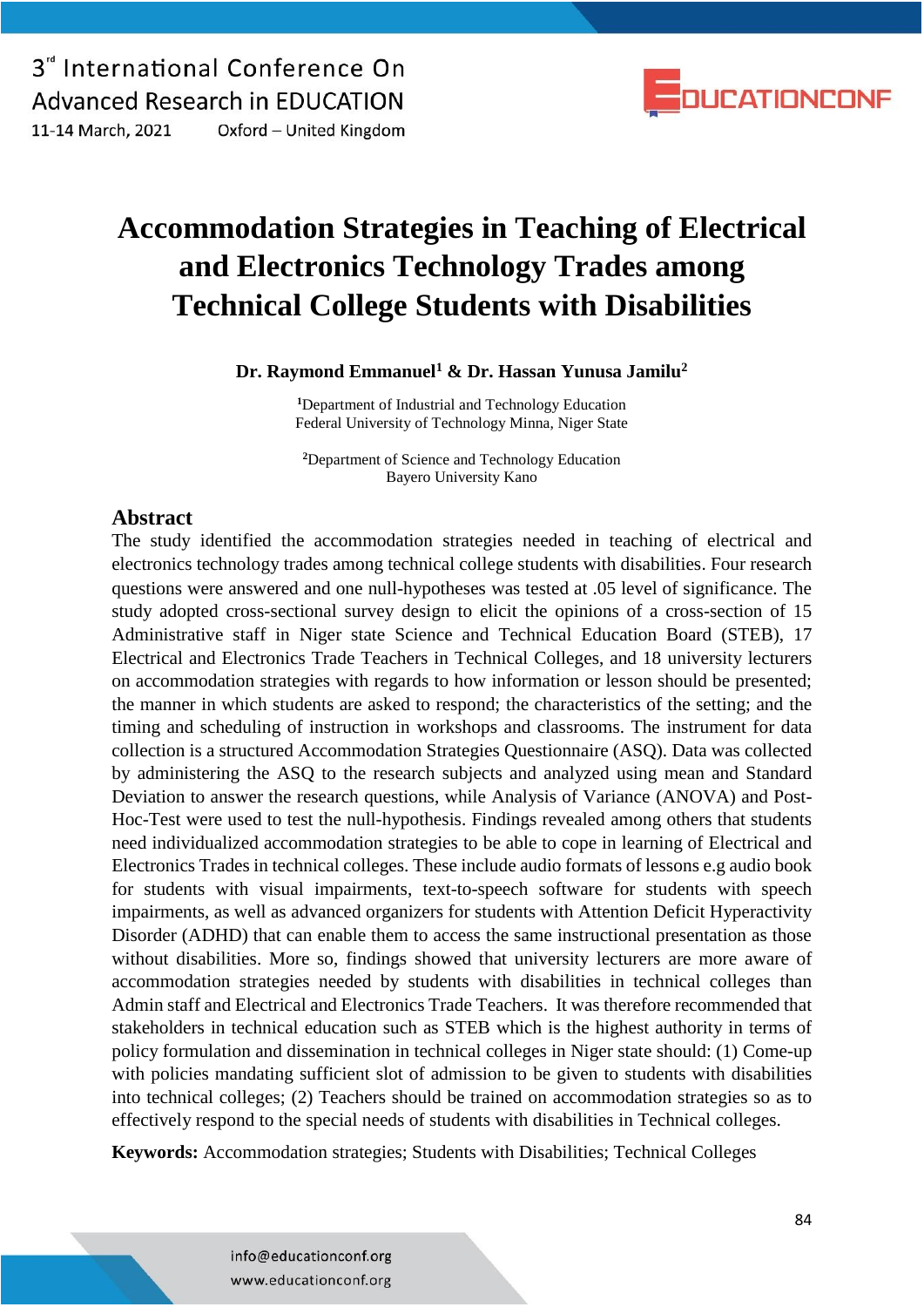# Accommodation Strategies in Teaching of Electrical and Electronics Technology Trades among Technical College Students with Disabilities

**Dr. Raymond Emmanuel[1] & Dr. Hassan Yunusa Jamilu[2]**

[1]Department of Industrial and Technology Education
Federal University of Technology Minna, Niger State

[2]Department of Science and Technology Education
Bayero University Kano

## Abstract

The study identified the accommodation strategies needed in teaching of electrical and electronics technology trades among technical college students with disabilities. Four research questions were answered and one null-hypotheses was tested at .05 level of significance. The study adopted cross-sectional survey design to elicit the opinions of a cross-section of 15 Administrative staff in Niger state Science and Technical Education Board (STEB), 17 Electrical and Electronics Trade Teachers in Technical Colleges, and 18 university lecturers on accommodation strategies with regards to how information or lesson should be presented; the manner in which students are asked to respond; the characteristics of the setting; and the timing and scheduling of instruction in workshops and classrooms. The instrument for data collection is a structured Accommodation Strategies Questionnaire (ASQ). Data was collected by administering the ASQ to the research subjects and analyzed using mean and Standard Deviation to answer the research questions, while Analysis of Variance (ANOVA) and Post-Hoc-Test were used to test the null-hypothesis. Findings revealed among others that students need individualized accommodation strategies to be able to cope in learning of Electrical and Electronics Trades in technical colleges. These include audio formats of lessons e.g audio book for students with visual impairments, text-to-speech software for students with speech impairments, as well as advanced organizers for students with Attention Deficit Hyperactivity Disorder (ADHD) that can enable them to access the same instructional presentation as those without disabilities. More so, findings showed that university lecturers are more aware of accommodation strategies needed by students with disabilities in technical colleges than Admin staff and Electrical and Electronics Trade Teachers. It was therefore recommended that stakeholders in technical education such as STEB which is the highest authority in terms of policy formulation and dissemination in technical colleges in Niger state should: (1) Come-up with policies mandating sufficient slot of admission to be given to students with disabilities into technical colleges; (2) Teachers should be trained on accommodation strategies so as to effectively respond to the special needs of students with disabilities in Technical colleges.

**Keywords:** Accommodation strategies; Students with Disabilities; Technical Colleges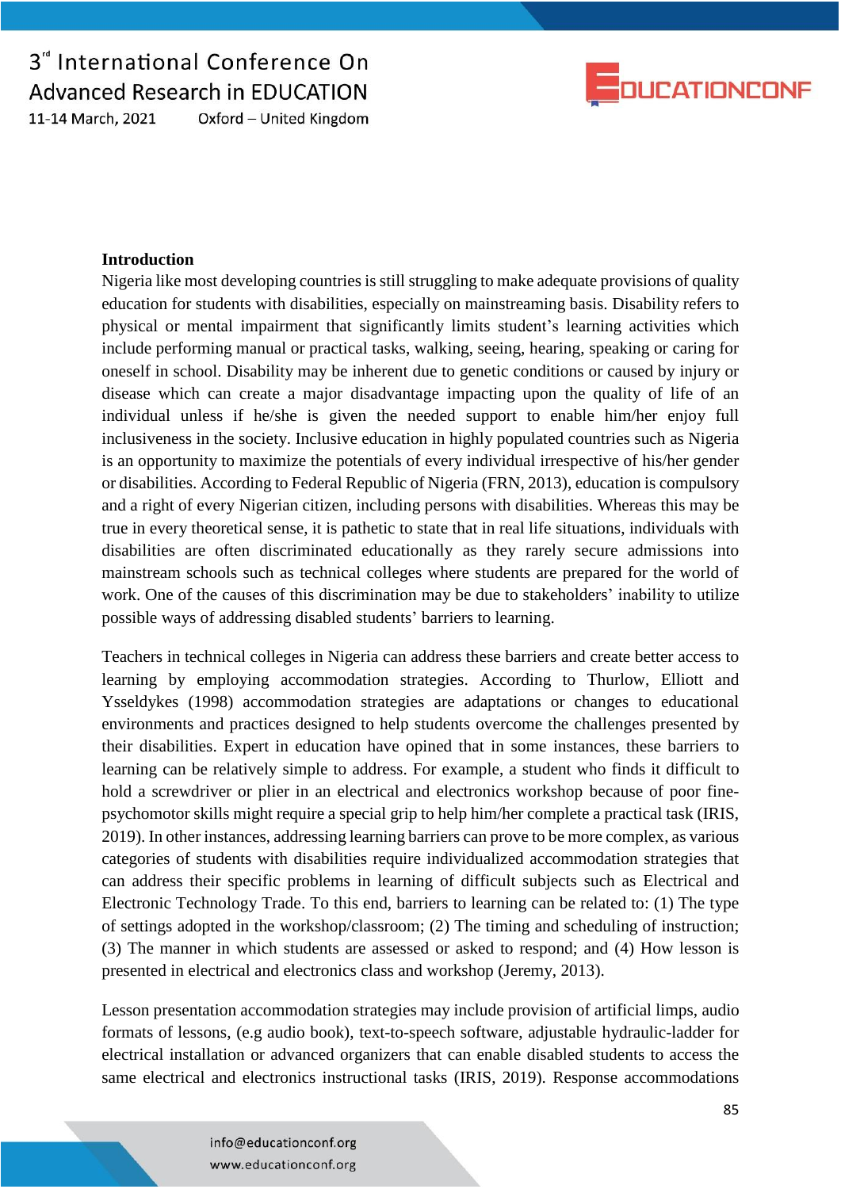## Introduction

Nigeria like most developing countries is still struggling to make adequate provisions of quality education for students with disabilities, especially on mainstreaming basis. Disability refers to physical or mental impairment that significantly limits student's learning activities which include performing manual or practical tasks, walking, seeing, hearing, speaking or caring for oneself in school. Disability may be inherent due to genetic conditions or caused by injury or disease which can create a major disadvantage impacting upon the quality of life of an individual unless if he/she is given the needed support to enable him/her enjoy full inclusiveness in the society. Inclusive education in highly populated countries such as Nigeria is an opportunity to maximize the potentials of every individual irrespective of his/her gender or disabilities. According to Federal Republic of Nigeria (FRN, 2013), education is compulsory and a right of every Nigerian citizen, including persons with disabilities. Whereas this may be true in every theoretical sense, it is pathetic to state that in real life situations, individuals with disabilities are often discriminated educationally as they rarely secure admissions into mainstream schools such as technical colleges where students are prepared for the world of work. One of the causes of this discrimination may be due to stakeholders' inability to utilize possible ways of addressing disabled students' barriers to learning.

Teachers in technical colleges in Nigeria can address these barriers and create better access to learning by employing accommodation strategies. According to Thurlow, Elliott and Ysseldykes (1998) accommodation strategies are adaptations or changes to educational environments and practices designed to help students overcome the challenges presented by their disabilities. Expert in education have opined that in some instances, these barriers to learning can be relatively simple to address. For example, a student who finds it difficult to hold a screwdriver or plier in an electrical and electronics workshop because of poor fine-psychomotor skills might require a special grip to help him/her complete a practical task (IRIS, 2019). In other instances, addressing learning barriers can prove to be more complex, as various categories of students with disabilities require individualized accommodation strategies that can address their specific problems in learning of difficult subjects such as Electrical and Electronic Technology Trade. To this end, barriers to learning can be related to: (1) The type of settings adopted in the workshop/classroom; (2) The timing and scheduling of instruction; (3) The manner in which students are assessed or asked to respond; and (4) How lesson is presented in electrical and electronics class and workshop (Jeremy, 2013).

Lesson presentation accommodation strategies may include provision of artificial limps, audio formats of lessons, (e.g audio book), text-to-speech software, adjustable hydraulic-ladder for electrical installation or advanced organizers that can enable disabled students to access the same electrical and electronics instructional tasks (IRIS, 2019). Response accommodations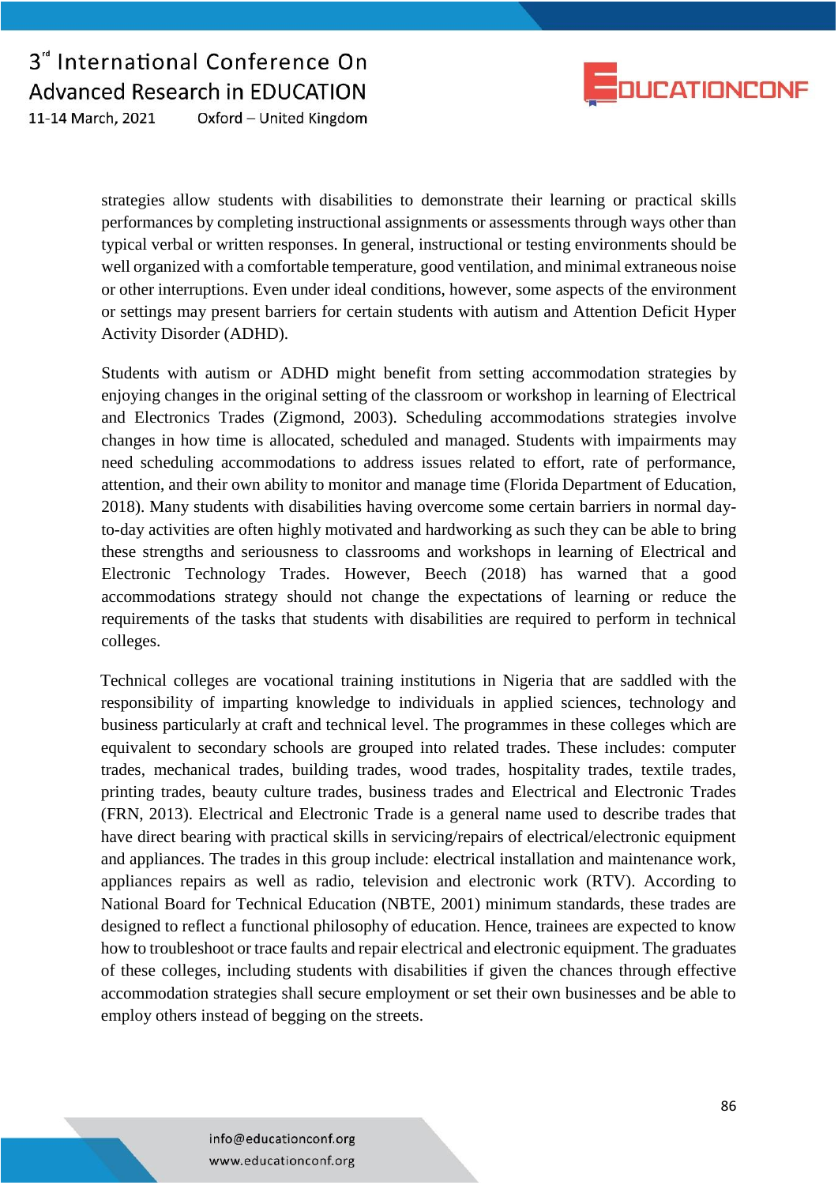strategies allow students with disabilities to demonstrate their learning or practical skills performances by completing instructional assignments or assessments through ways other than typical verbal or written responses. In general, instructional or testing environments should be well organized with a comfortable temperature, good ventilation, and minimal extraneous noise or other interruptions. Even under ideal conditions, however, some aspects of the environment or settings may present barriers for certain students with autism and Attention Deficit Hyper Activity Disorder (ADHD).

Students with autism or ADHD might benefit from setting accommodation strategies by enjoying changes in the original setting of the classroom or workshop in learning of Electrical and Electronics Trades (Zigmond, 2003). Scheduling accommodations strategies involve changes in how time is allocated, scheduled and managed. Students with impairments may need scheduling accommodations to address issues related to effort, rate of performance, attention, and their own ability to monitor and manage time (Florida Department of Education, 2018). Many students with disabilities having overcome some certain barriers in normal day-to-day activities are often highly motivated and hardworking as such they can be able to bring these strengths and seriousness to classrooms and workshops in learning of Electrical and Electronic Technology Trades. However, Beech (2018) has warned that a good accommodations strategy should not change the expectations of learning or reduce the requirements of the tasks that students with disabilities are required to perform in technical colleges.

Technical colleges are vocational training institutions in Nigeria that are saddled with the responsibility of imparting knowledge to individuals in applied sciences, technology and business particularly at craft and technical level. The programmes in these colleges which are equivalent to secondary schools are grouped into related trades. These includes: computer trades, mechanical trades, building trades, wood trades, hospitality trades, textile trades, printing trades, beauty culture trades, business trades and Electrical and Electronic Trades (FRN, 2013). Electrical and Electronic Trade is a general name used to describe trades that have direct bearing with practical skills in servicing/repairs of electrical/electronic equipment and appliances. The trades in this group include: electrical installation and maintenance work, appliances repairs as well as radio, television and electronic work (RTV). According to National Board for Technical Education (NBTE, 2001) minimum standards, these trades are designed to reflect a functional philosophy of education. Hence, trainees are expected to know how to troubleshoot or trace faults and repair electrical and electronic equipment. The graduates of these colleges, including students with disabilities if given the chances through effective accommodation strategies shall secure employment or set their own businesses and be able to employ others instead of begging on the streets.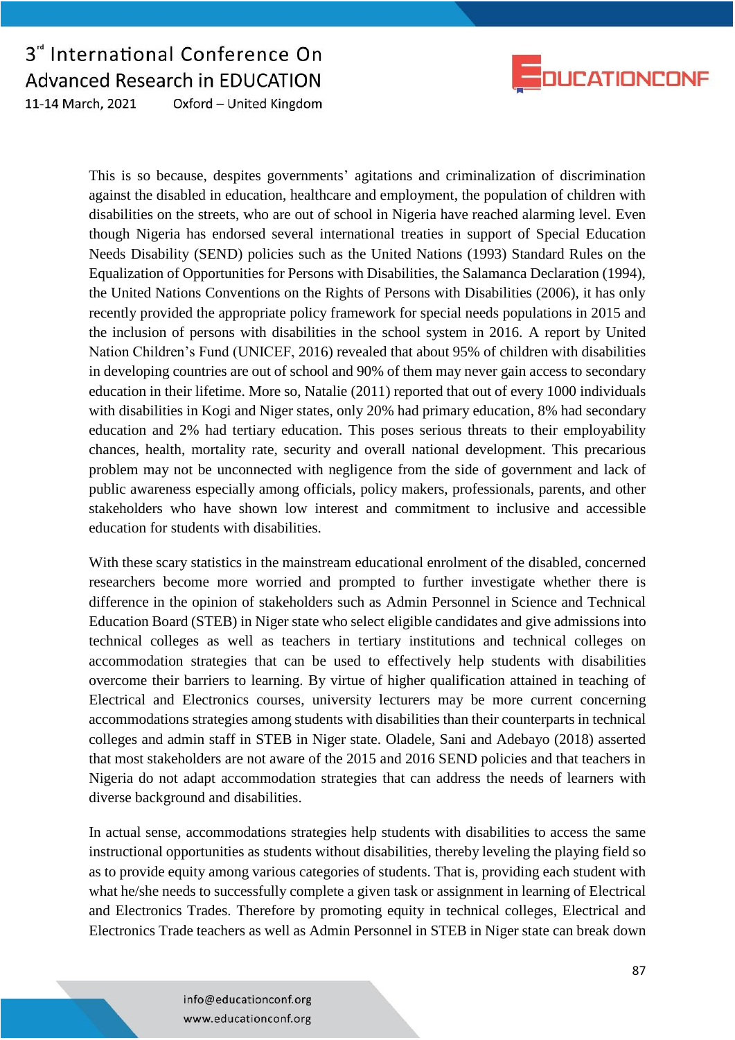This is so because, despites governments' agitations and criminalization of discrimination against the disabled in education, healthcare and employment, the population of children with disabilities on the streets, who are out of school in Nigeria have reached alarming level. Even though Nigeria has endorsed several international treaties in support of Special Education Needs Disability (SEND) policies such as the United Nations (1993) Standard Rules on the Equalization of Opportunities for Persons with Disabilities, the Salamanca Declaration (1994), the United Nations Conventions on the Rights of Persons with Disabilities (2006), it has only recently provided the appropriate policy framework for special needs populations in 2015 and the inclusion of persons with disabilities in the school system in 2016. A report by United Nation Children's Fund (UNICEF, 2016) revealed that about 95% of children with disabilities in developing countries are out of school and 90% of them may never gain access to secondary education in their lifetime. More so, Natalie (2011) reported that out of every 1000 individuals with disabilities in Kogi and Niger states, only 20% had primary education, 8% had secondary education and 2% had tertiary education. This poses serious threats to their employability chances, health, mortality rate, security and overall national development. This precarious problem may not be unconnected with negligence from the side of government and lack of public awareness especially among officials, policy makers, professionals, parents, and other stakeholders who have shown low interest and commitment to inclusive and accessible education for students with disabilities.

With these scary statistics in the mainstream educational enrolment of the disabled, concerned researchers become more worried and prompted to further investigate whether there is difference in the opinion of stakeholders such as Admin Personnel in Science and Technical Education Board (STEB) in Niger state who select eligible candidates and give admissions into technical colleges as well as teachers in tertiary institutions and technical colleges on accommodation strategies that can be used to effectively help students with disabilities overcome their barriers to learning. By virtue of higher qualification attained in teaching of Electrical and Electronics courses, university lecturers may be more current concerning accommodations strategies among students with disabilities than their counterparts in technical colleges and admin staff in STEB in Niger state. Oladele, Sani and Adebayo (2018) asserted that most stakeholders are not aware of the 2015 and 2016 SEND policies and that teachers in Nigeria do not adapt accommodation strategies that can address the needs of learners with diverse background and disabilities.

In actual sense, accommodations strategies help students with disabilities to access the same instructional opportunities as students without disabilities, thereby leveling the playing field so as to provide equity among various categories of students. That is, providing each student with what he/she needs to successfully complete a given task or assignment in learning of Electrical and Electronics Trades. Therefore by promoting equity in technical colleges, Electrical and Electronics Trade teachers as well as Admin Personnel in STEB in Niger state can break down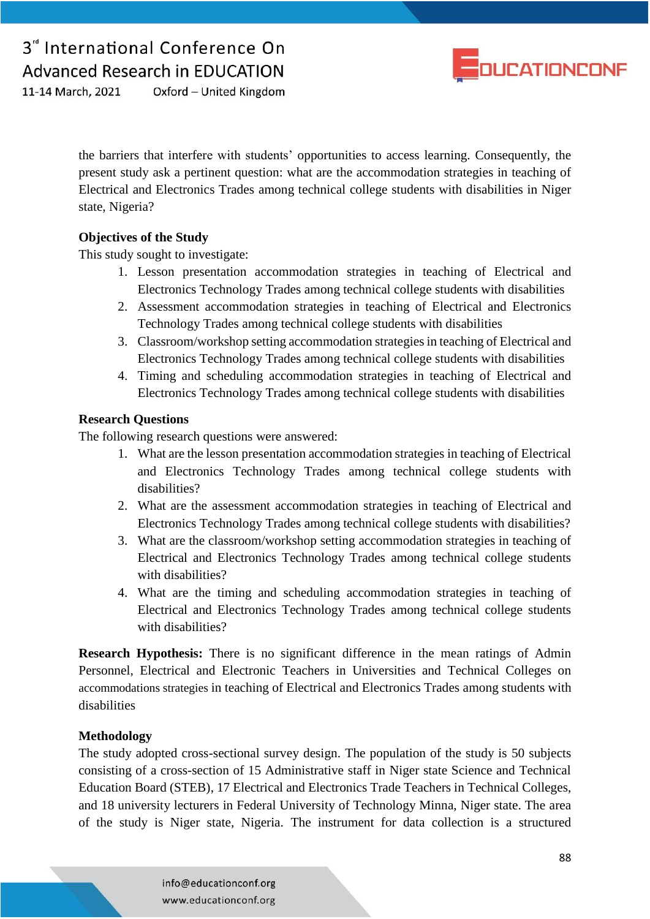the barriers that interfere with students' opportunities to access learning. Consequently, the present study ask a pertinent question: what are the accommodation strategies in teaching of Electrical and Electronics Trades among technical college students with disabilities in Niger state, Nigeria?

**Objectives of the Study**

This study sought to investigate:

1. Lesson presentation accommodation strategies in teaching of Electrical and Electronics Technology Trades among technical college students with disabilities
2. Assessment accommodation strategies in teaching of Electrical and Electronics Technology Trades among technical college students with disabilities
3. Classroom/workshop setting accommodation strategies in teaching of Electrical and Electronics Technology Trades among technical college students with disabilities
4. Timing and scheduling accommodation strategies in teaching of Electrical and Electronics Technology Trades among technical college students with disabilities

**Research Questions**

The following research questions were answered:

1. What are the lesson presentation accommodation strategies in teaching of Electrical and Electronics Technology Trades among technical college students with disabilities?
2. What are the assessment accommodation strategies in teaching of Electrical and Electronics Technology Trades among technical college students with disabilities?
3. What are the classroom/workshop setting accommodation strategies in teaching of Electrical and Electronics Technology Trades among technical college students with disabilities?
4. What are the timing and scheduling accommodation strategies in teaching of Electrical and Electronics Technology Trades among technical college students with disabilities?

**Research Hypothesis:** There is no significant difference in the mean ratings of Admin Personnel, Electrical and Electronic Teachers in Universities and Technical Colleges on accommodations strategies in teaching of Electrical and Electronics Trades among students with disabilities

**Methodology**

The study adopted cross-sectional survey design. The population of the study is 50 subjects consisting of a cross-section of 15 Administrative staff in Niger state Science and Technical Education Board (STEB), 17 Electrical and Electronics Trade Teachers in Technical Colleges, and 18 university lecturers in Federal University of Technology Minna, Niger state. The area of the study is Niger state, Nigeria. The instrument for data collection is a structured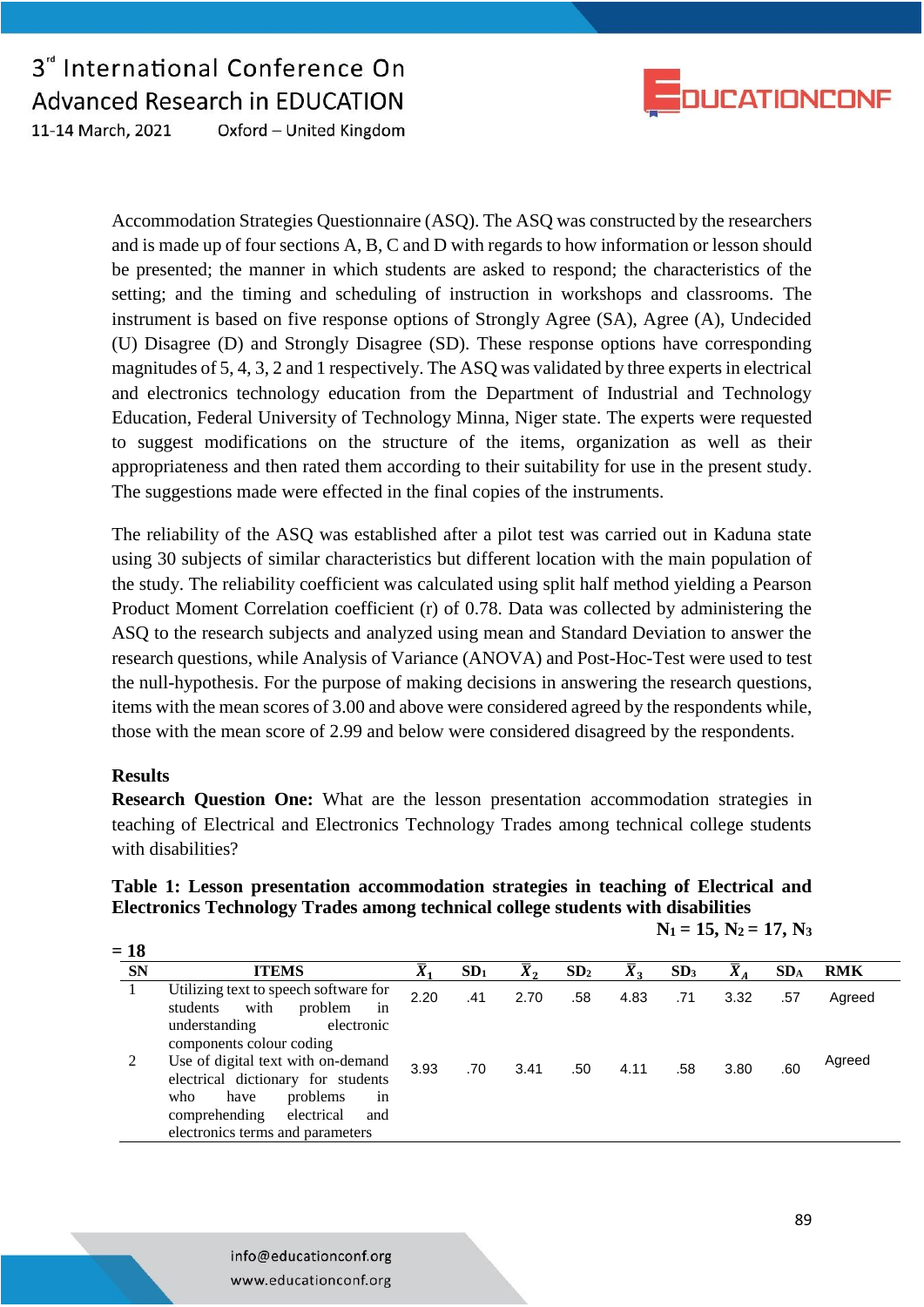Accommodation Strategies Questionnaire (ASQ). The ASQ was constructed by the researchers and is made up of four sections A, B, C and D with regards to how information or lesson should be presented; the manner in which students are asked to respond; the characteristics of the setting; and the timing and scheduling of instruction in workshops and classrooms. The instrument is based on five response options of Strongly Agree (SA), Agree (A), Undecided (U) Disagree (D) and Strongly Disagree (SD). These response options have corresponding magnitudes of 5, 4, 3, 2 and 1 respectively. The ASQ was validated by three experts in electrical and electronics technology education from the Department of Industrial and Technology Education, Federal University of Technology Minna, Niger state. The experts were requested to suggest modifications on the structure of the items, organization as well as their appropriateness and then rated them according to their suitability for use in the present study. The suggestions made were effected in the final copies of the instruments.

The reliability of the ASQ was established after a pilot test was carried out in Kaduna state using 30 subjects of similar characteristics but different location with the main population of the study. The reliability coefficient was calculated using split half method yielding a Pearson Product Moment Correlation coefficient (r) of 0.78. Data was collected by administering the ASQ to the research subjects and analyzed using mean and Standard Deviation to answer the research questions, while Analysis of Variance (ANOVA) and Post-Hoc-Test were used to test the null-hypothesis. For the purpose of making decisions in answering the research questions, items with the mean scores of 3.00 and above were considered agreed by the respondents while, those with the mean score of 2.99 and below were considered disagreed by the respondents.

**Results**

**Research Question One:** What are the lesson presentation accommodation strategies in teaching of Electrical and Electronics Technology Trades among technical college students with disabilities?

**Table 1: Lesson presentation accommodation strategies in teaching of Electrical and Electronics Technology Trades among technical college students with disabilities**

**$N_1 = 15$, $N_2 = 17$, $N_3 = 18$**

| SN | ITEMS | $\bar{X}_1$ | $SD_1$ | $\bar{X}_2$ | $SD_2$ | $\bar{X}_3$ | $SD_3$ | $\bar{X}_A$ | $SD_A$ | RMK |
|---|---|---|---|---|---|---|---|---|---|---|
| 1 | Utilizing text to speech software for students with problem in understanding electronic components colour coding | 2.20 | .41 | 2.70 | .58 | 4.83 | .71 | 3.32 | .57 | Agreed |
| 2 | Use of digital text with on-demand electrical dictionary for students who have problems in comprehending electrical and electronics terms and parameters | 3.93 | .70 | 3.41 | .50 | 4.11 | .58 | 3.80 | .60 | Agreed |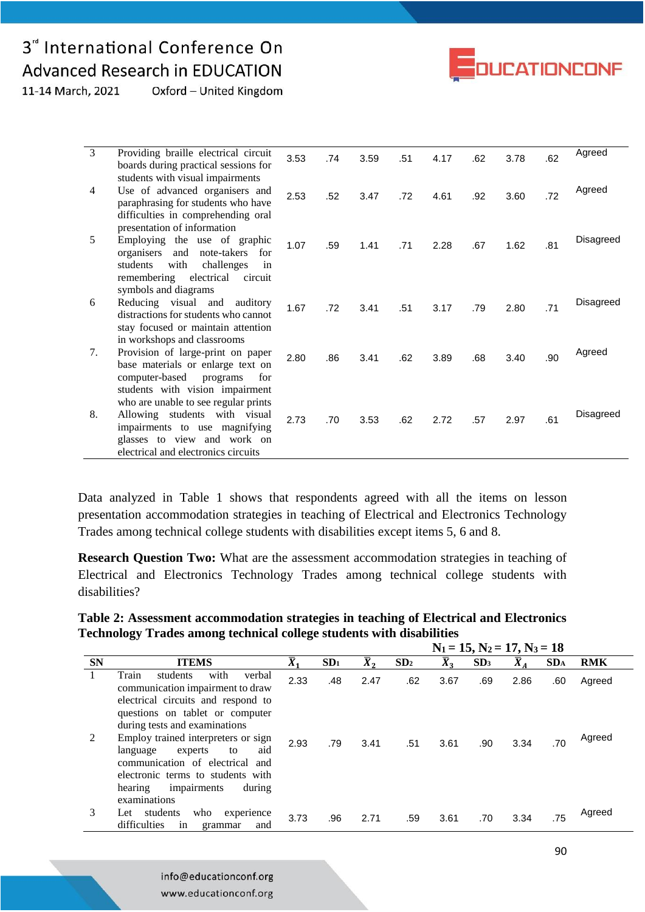| | | | | | | | | | | |
|---|---|---|---|---|---|---|---|---|---|---|
| 3 | Providing braille electrical circuit boards during practical sessions for students with visual impairments | 3.53 | .74 | 3.59 | .51 | 4.17 | .62 | 3.78 | .62 | Agreed |
| 4 | Use of advanced organisers and paraphrasing for students who have difficulties in comprehending oral presentation of information | 2.53 | .52 | 3.47 | .72 | 4.61 | .92 | 3.60 | .72 | Agreed |
| 5 | Employing the use of graphic organisers and note-takers for students with challenges in remembering electrical circuit symbols and diagrams | 1.07 | .59 | 1.41 | .71 | 2.28 | .67 | 1.62 | .81 | Disagreed |
| 6 | Reducing visual and auditory distractions for students who cannot stay focused or maintain attention in workshops and classrooms | 1.67 | .72 | 3.41 | .51 | 3.17 | .79 | 2.80 | .71 | Disagreed |
| 7. | Provision of large-print on paper base materials or enlarge text on computer-based programs for students with vision impairment who are unable to see regular prints | 2.80 | .86 | 3.41 | .62 | 3.89 | .68 | 3.40 | .90 | Agreed |
| 8. | Allowing students with visual impairments to use magnifying glasses to view and work on electrical and electronics circuits | 2.73 | .70 | 3.53 | .62 | 2.72 | .57 | 2.97 | .61 | Disagreed |

Data analyzed in Table 1 shows that respondents agreed with all the items on lesson presentation accommodation strategies in teaching of Electrical and Electronics Technology Trades among technical college students with disabilities except items 5, 6 and 8.

**Research Question Two:** What are the assessment accommodation strategies in teaching of Electrical and Electronics Technology Trades among technical college students with disabilities?

**Table 2: Assessment accommodation strategies in teaching of Electrical and Electronics Technology Trades among technical college students with disabilities**

**$N_1 = 15, N_2 = 17, N_3 = 18$**

| SN | ITEMS | $\bar{X}_1$ | $SD_1$ | $\bar{X}_2$ | $SD_2$ | $\bar{X}_3$ | $SD_3$ | $\bar{X}_A$ | $SD_A$ | RMK |
|---|---|---|---|---|---|---|---|---|---|---|
| 1 | Train students with verbal communication impairment to draw electrical circuits and respond to questions on tablet or computer during tests and examinations | 2.33 | .48 | 2.47 | .62 | 3.67 | .69 | 2.86 | .60 | Agreed |
| 2 | Employ trained interpreters or sign language experts to aid communication of electrical and electronic terms to students with hearing impairments during examinations | 2.93 | .79 | 3.41 | .51 | 3.61 | .90 | 3.34 | .70 | Agreed |
| 3 | Let students who experience difficulties in grammar and | 3.73 | .96 | 2.71 | .59 | 3.61 | .70 | 3.34 | .75 | Agreed |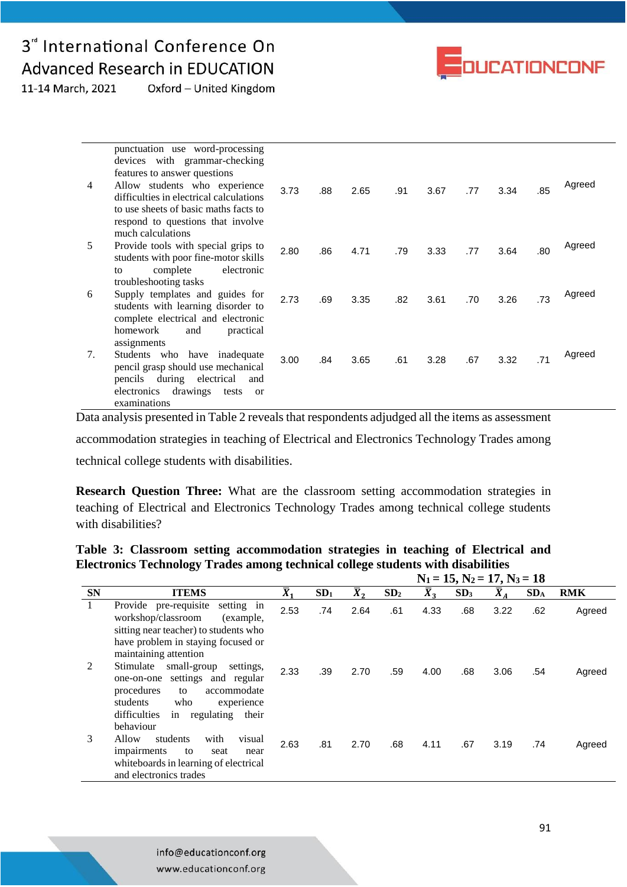| | | | | | | | | | | |
|---|---|---|---|---|---|---|---|---|---|---|
| | punctuation use word-processing devices with grammar-checking features to answer questions | | | | | | | | | |
| 4 | Allow students who experience difficulties in electrical calculations to use sheets of basic maths facts to respond to questions that involve much calculations | 3.73 | .88 | 2.65 | .91 | 3.67 | .77 | 3.34 | .85 | Agreed |
| 5 | Provide tools with special grips to students with poor fine-motor skills to complete electronic troubleshooting tasks | 2.80 | .86 | 4.71 | .79 | 3.33 | .77 | 3.64 | .80 | Agreed |
| 6 | Supply templates and guides for students with learning disorder to complete electrical and electronic homework and practical assignments | 2.73 | .69 | 3.35 | .82 | 3.61 | .70 | 3.26 | .73 | Agreed |
| 7. | Students who have inadequate pencil grasp should use mechanical pencils during electrical and electronics drawings tests or examinations | 3.00 | .84 | 3.65 | .61 | 3.28 | .67 | 3.32 | .71 | Agreed |

Data analysis presented in Table 2 reveals that respondents adjudged all the items as assessment accommodation strategies in teaching of Electrical and Electronics Technology Trades among technical college students with disabilities.

**Research Question Three:** What are the classroom setting accommodation strategies in teaching of Electrical and Electronics Technology Trades among technical college students with disabilities?

**Table 3: Classroom setting accommodation strategies in teaching of Electrical and Electronics Technology Trades among technical college students with disabilities**

**$N_1 = 15$, $N_2 = 17$, $N_3 = 18$**

| SN | ITEMS | $\bar{X}_1$ | $SD_1$ | $\bar{X}_2$ | $SD_2$ | $\bar{X}_3$ | $SD_3$ | $\bar{X}_A$ | $SD_A$ | RMK |
|---|---|---|---|---|---|---|---|---|---|---|
| 1 | Provide pre-requisite setting in workshop/classroom (example, sitting near teacher) to students who have problem in staying focused or maintaining attention | 2.53 | .74 | 2.64 | .61 | 4.33 | .68 | 3.22 | .62 | Agreed |
| 2 | Stimulate small-group settings, one-on-one settings and regular procedures to accommodate students who experience difficulties in regulating their behaviour | 2.33 | .39 | 2.70 | .59 | 4.00 | .68 | 3.06 | .54 | Agreed |
| 3 | Allow students with visual impairments to seat near whiteboards in learning of electrical and electronics trades | 2.63 | .81 | 2.70 | .68 | 4.11 | .67 | 3.19 | .74 | Agreed |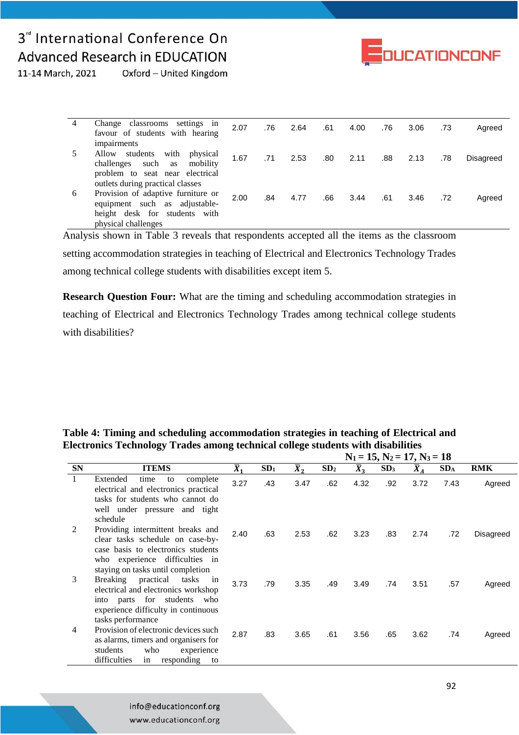| | | | | | | | | | | |
|---|---|---|---|---|---|---|---|---|---|---|
| 4 | Change classrooms settings in favour of students with hearing impairments | 2.07 | .76 | 2.64 | .61 | 4.00 | .76 | 3.06 | .73 | Agreed |
| 5 | Allow students with physical challenges such as mobility problem to seat near electrical outlets during practical classes | 1.67 | .71 | 2.53 | .80 | 2.11 | .88 | 2.13 | .78 | Disagreed |
| 6 | Provision of adaptive furniture or equipment such as adjustable-height desk for students with physical challenges | 2.00 | .84 | 4.77 | .66 | 3.44 | .61 | 3.46 | .72 | Agreed |

Analysis shown in Table 3 reveals that respondents accepted all the items as the classroom setting accommodation strategies in teaching of Electrical and Electronics Technology Trades among technical college students with disabilities except item 5.

**Research Question Four:** What are the timing and scheduling accommodation strategies in teaching of Electrical and Electronics Technology Trades among technical college students with disabilities?

**Table 4: Timing and scheduling accommodation strategies in teaching of Electrical and Electronics Technology Trades among technical college students with disabilities**

$N_1 = 15, N_2 = 17, N_3 = 18$

| SN | ITEMS | $\bar{X}_1$ | $SD_1$ | $\bar{X}_2$ | $SD_2$ | $\bar{X}_3$ | $SD_3$ | $\bar{X}_A$ | $SD_A$ | RMK |
|---|---|---|---|---|---|---|---|---|---|---|
| 1 | Extended time to complete electrical and electronics practical tasks for students who cannot do well under pressure and tight schedule | 3.27 | .43 | 3.47 | .62 | 4.32 | .92 | 3.72 | 7.43 | Agreed |
| 2 | Providing intermittent breaks and clear tasks schedule on case-by-case basis to electronics students who experience difficulties in staying on tasks until completion | 2.40 | .63 | 2.53 | .62 | 3.23 | .83 | 2.74 | .72 | Disagreed |
| 3 | Breaking practical tasks in electrical and electronics workshop into parts for students who experience difficulty in continuous tasks performance | 3.73 | .79 | 3.35 | .49 | 3.49 | .74 | 3.51 | .57 | Agreed |
| 4 | Provision of electronic devices such as alarms, timers and organisers for students who experience difficulties in responding to | 2.87 | .83 | 3.65 | .61 | 3.56 | .65 | 3.62 | .74 | Agreed |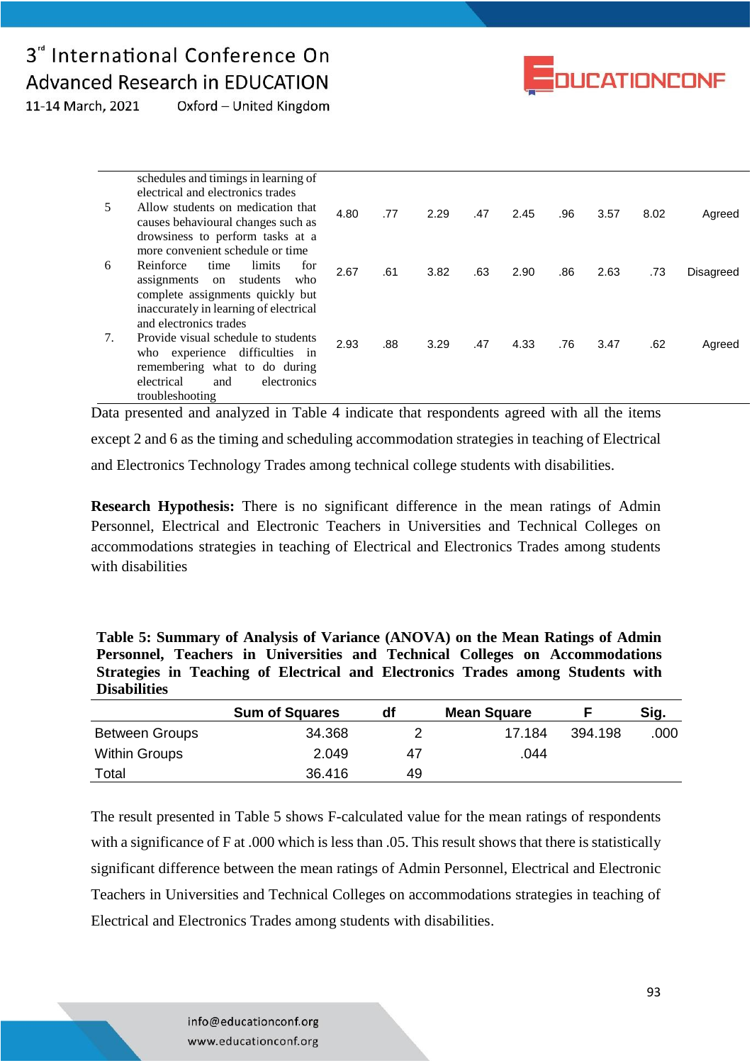| | | | | | | | | | | |
|---|---|---|---|---|---|---|---|---|---|---|
| | schedules and timings in learning of electrical and electronics trades | | | | | | | | | |
| 5 | Allow students on medication that causes behavioural changes such as drowsiness to perform tasks at a more convenient schedule or time | 4.80 | .77 | 2.29 | .47 | 2.45 | .96 | 3.57 | 8.02 | Agreed |
| 6 | Reinforce time limits for assignments on students who complete assignments quickly but inaccurately in learning of electrical and electronics trades | 2.67 | .61 | 3.82 | .63 | 2.90 | .86 | 2.63 | .73 | Disagreed |
| 7. | Provide visual schedule to students who experience difficulties in remembering what to do during electrical and electronics troubleshooting | 2.93 | .88 | 3.29 | .47 | 4.33 | .76 | 3.47 | .62 | Agreed |

Data presented and analyzed in Table 4 indicate that respondents agreed with all the items except 2 and 6 as the timing and scheduling accommodation strategies in teaching of Electrical and Electronics Technology Trades among technical college students with disabilities.

**Research Hypothesis:** There is no significant difference in the mean ratings of Admin Personnel, Electrical and Electronic Teachers in Universities and Technical Colleges on accommodations strategies in teaching of Electrical and Electronics Trades among students with disabilities

**Table 5: Summary of Analysis of Variance (ANOVA) on the Mean Ratings of Admin Personnel, Teachers in Universities and Technical Colleges on Accommodations Strategies in Teaching of Electrical and Electronics Trades among Students with Disabilities**

| | Sum of Squares | df | Mean Square | F | Sig. |
|---|---|---|---|---|---|
| Between Groups | 34.368 | 2 | 17.184 | 394.198 | .000 |
| Within Groups | 2.049 | 47 | .044 | | |
| Total | 36.416 | 49 | | | |

The result presented in Table 5 shows F-calculated value for the mean ratings of respondents with a significance of F at .000 which is less than .05. This result shows that there is statistically significant difference between the mean ratings of Admin Personnel, Electrical and Electronic Teachers in Universities and Technical Colleges on accommodations strategies in teaching of Electrical and Electronics Trades among students with disabilities.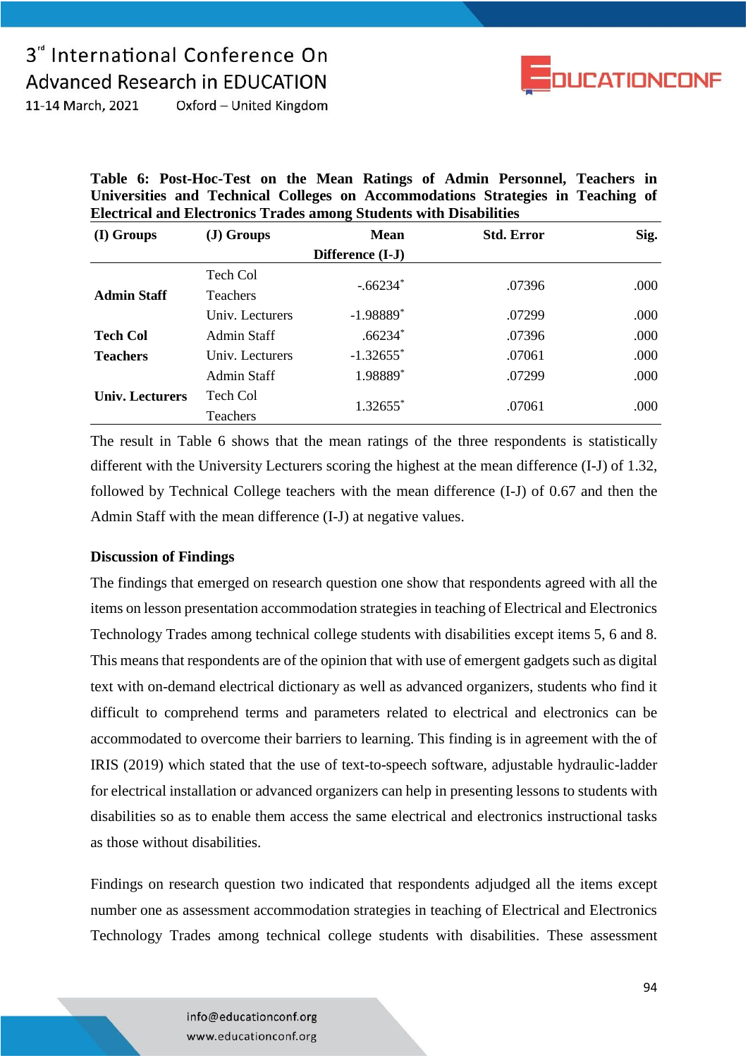**Table 6: Post-Hoc-Test on the Mean Ratings of Admin Personnel, Teachers in Universities and Technical Colleges on Accommodations Strategies in Teaching of Electrical and Electronics Trades among Students with Disabilities**

| (I) Groups | (J) Groups | Mean Difference (I-J) | Std. Error | Sig. |
|---|---|---|---|---|
| **Admin Staff** | Tech Col Teachers | -.66234* | .07396 | .000 |
| | Univ. Lecturers | -1.98889* | .07299 | .000 |
| **Tech Col Teachers** | Admin Staff | .66234* | .07396 | .000 |
| | Univ. Lecturers | -1.32655* | .07061 | .000 |
| **Univ. Lecturers** | Admin Staff | 1.98889* | .07299 | .000 |
| | Tech Col Teachers | 1.32655* | .07061 | .000 |

The result in Table 6 shows that the mean ratings of the three respondents is statistically different with the University Lecturers scoring the highest at the mean difference (I-J) of 1.32, followed by Technical College teachers with the mean difference (I-J) of 0.67 and then the Admin Staff with the mean difference (I-J) at negative values.

**Discussion of Findings**

The findings that emerged on research question one show that respondents agreed with all the items on lesson presentation accommodation strategies in teaching of Electrical and Electronics Technology Trades among technical college students with disabilities except items 5, 6 and 8. This means that respondents are of the opinion that with use of emergent gadgets such as digital text with on-demand electrical dictionary as well as advanced organizers, students who find it difficult to comprehend terms and parameters related to electrical and electronics can be accommodated to overcome their barriers to learning. This finding is in agreement with the of IRIS (2019) which stated that the use of text-to-speech software, adjustable hydraulic-ladder for electrical installation or advanced organizers can help in presenting lessons to students with disabilities so as to enable them access the same electrical and electronics instructional tasks as those without disabilities.

Findings on research question two indicated that respondents adjudged all the items except number one as assessment accommodation strategies in teaching of Electrical and Electronics Technology Trades among technical college students with disabilities. These assessment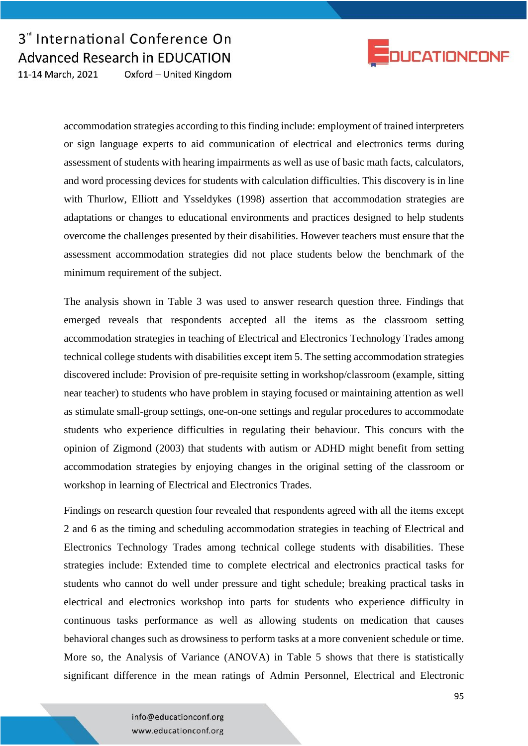accommodation strategies according to this finding include: employment of trained interpreters or sign language experts to aid communication of electrical and electronics terms during assessment of students with hearing impairments as well as use of basic math facts, calculators, and word processing devices for students with calculation difficulties. This discovery is in line with Thurlow, Elliott and Ysseldykes (1998) assertion that accommodation strategies are adaptations or changes to educational environments and practices designed to help students overcome the challenges presented by their disabilities. However teachers must ensure that the assessment accommodation strategies did not place students below the benchmark of the minimum requirement of the subject.

The analysis shown in Table 3 was used to answer research question three. Findings that emerged reveals that respondents accepted all the items as the classroom setting accommodation strategies in teaching of Electrical and Electronics Technology Trades among technical college students with disabilities except item 5. The setting accommodation strategies discovered include: Provision of pre-requisite setting in workshop/classroom (example, sitting near teacher) to students who have problem in staying focused or maintaining attention as well as stimulate small-group settings, one-on-one settings and regular procedures to accommodate students who experience difficulties in regulating their behaviour. This concurs with the opinion of Zigmond (2003) that students with autism or ADHD might benefit from setting accommodation strategies by enjoying changes in the original setting of the classroom or workshop in learning of Electrical and Electronics Trades.

Findings on research question four revealed that respondents agreed with all the items except 2 and 6 as the timing and scheduling accommodation strategies in teaching of Electrical and Electronics Technology Trades among technical college students with disabilities. These strategies include: Extended time to complete electrical and electronics practical tasks for students who cannot do well under pressure and tight schedule; breaking practical tasks in electrical and electronics workshop into parts for students who experience difficulty in continuous tasks performance as well as allowing students on medication that causes behavioral changes such as drowsiness to perform tasks at a more convenient schedule or time. More so, the Analysis of Variance (ANOVA) in Table 5 shows that there is statistically significant difference in the mean ratings of Admin Personnel, Electrical and Electronic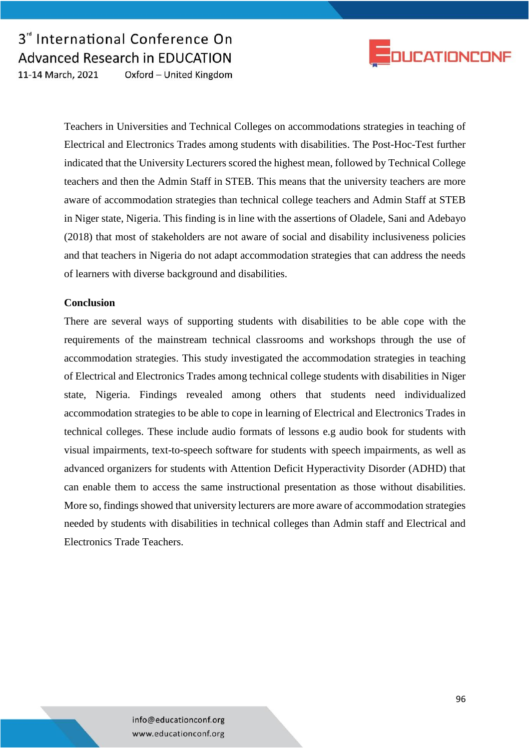Teachers in Universities and Technical Colleges on accommodations strategies in teaching of Electrical and Electronics Trades among students with disabilities. The Post-Hoc-Test further indicated that the University Lecturers scored the highest mean, followed by Technical College teachers and then the Admin Staff in STEB. This means that the university teachers are more aware of accommodation strategies than technical college teachers and Admin Staff at STEB in Niger state, Nigeria. This finding is in line with the assertions of Oladele, Sani and Adebayo (2018) that most of stakeholders are not aware of social and disability inclusiveness policies and that teachers in Nigeria do not adapt accommodation strategies that can address the needs of learners with diverse background and disabilities.

## Conclusion

There are several ways of supporting students with disabilities to be able cope with the requirements of the mainstream technical classrooms and workshops through the use of accommodation strategies. This study investigated the accommodation strategies in teaching of Electrical and Electronics Trades among technical college students with disabilities in Niger state, Nigeria. Findings revealed among others that students need individualized accommodation strategies to be able to cope in learning of Electrical and Electronics Trades in technical colleges. These include audio formats of lessons e.g audio book for students with visual impairments, text-to-speech software for students with speech impairments, as well as advanced organizers for students with Attention Deficit Hyperactivity Disorder (ADHD) that can enable them to access the same instructional presentation as those without disabilities. More so, findings showed that university lecturers are more aware of accommodation strategies needed by students with disabilities in technical colleges than Admin staff and Electrical and Electronics Trade Teachers.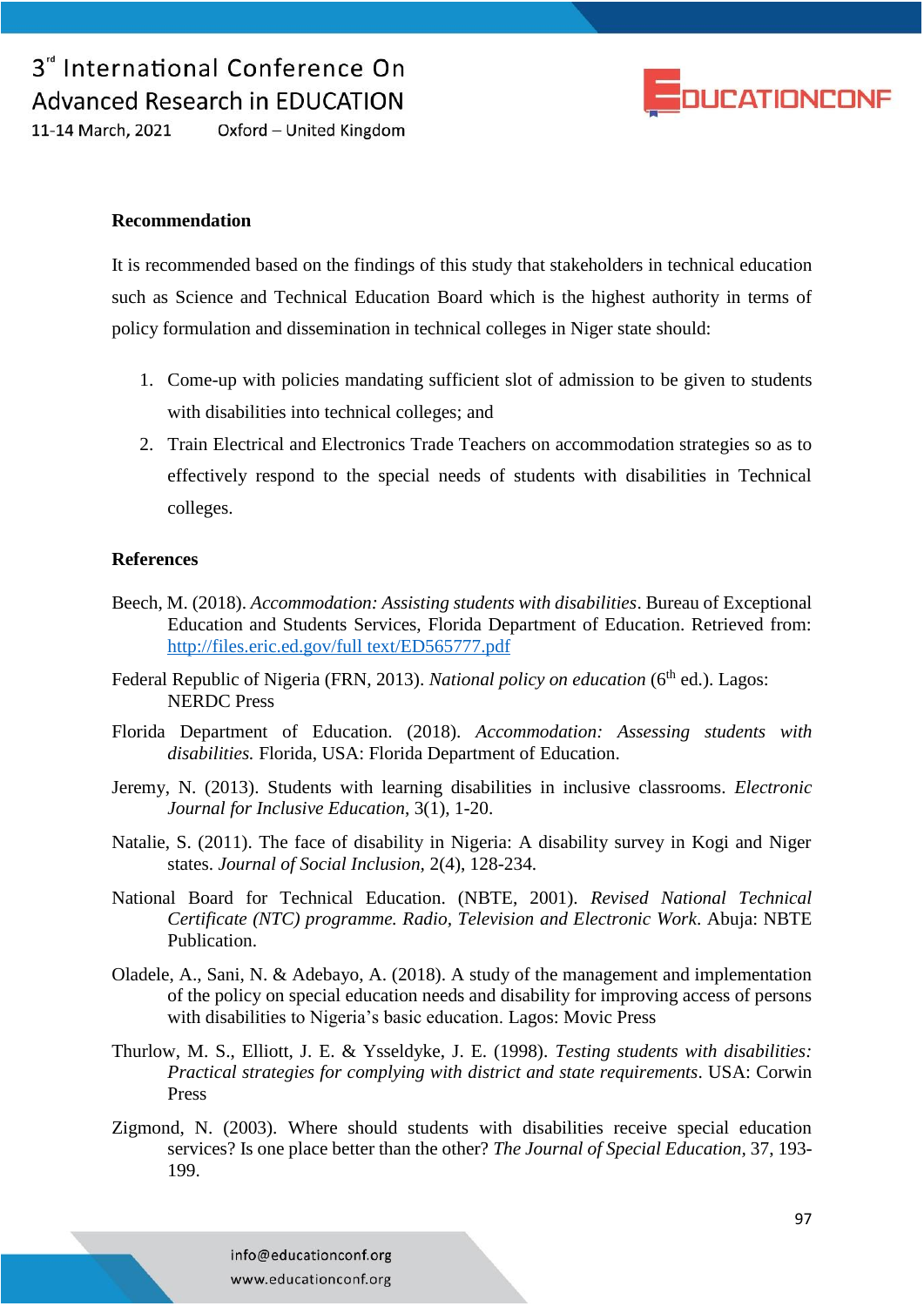## Recommendation

It is recommended based on the findings of this study that stakeholders in technical education such as Science and Technical Education Board which is the highest authority in terms of policy formulation and dissemination in technical colleges in Niger state should:

1. Come-up with policies mandating sufficient slot of admission to be given to students with disabilities into technical colleges; and
2. Train Electrical and Electronics Trade Teachers on accommodation strategies so as to effectively respond to the special needs of students with disabilities in Technical colleges.

## References

Beech, M. (2018). *Accommodation: Assisting students with disabilities*. Bureau of Exceptional Education and Students Services, Florida Department of Education. Retrieved from: http://files.eric.ed.gov/full text/ED565777.pdf

Federal Republic of Nigeria (FRN, 2013). *National policy on education* (6th ed.). Lagos: NERDC Press

Florida Department of Education. (2018). *Accommodation: Assessing students with disabilities.* Florida, USA: Florida Department of Education.

Jeremy, N. (2013). Students with learning disabilities in inclusive classrooms. *Electronic Journal for Inclusive Education*, 3(1), 1-20.

Natalie, S. (2011). The face of disability in Nigeria: A disability survey in Kogi and Niger states. *Journal of Social Inclusion,* 2(4), 128-234.

National Board for Technical Education. (NBTE, 2001). *Revised National Technical Certificate (NTC) programme. Radio, Television and Electronic Work*. Abuja: NBTE Publication.

Oladele, A., Sani, N. & Adebayo, A. (2018). A study of the management and implementation of the policy on special education needs and disability for improving access of persons with disabilities to Nigeria's basic education. Lagos: Movic Press

Thurlow, M. S., Elliott, J. E. & Ysseldyke, J. E. (1998). *Testing students with disabilities: Practical strategies for complying with district and state requirements*. USA: Corwin Press

Zigmond, N. (2003). Where should students with disabilities receive special education services? Is one place better than the other? *The Journal of Special Education*, 37, 193-199.